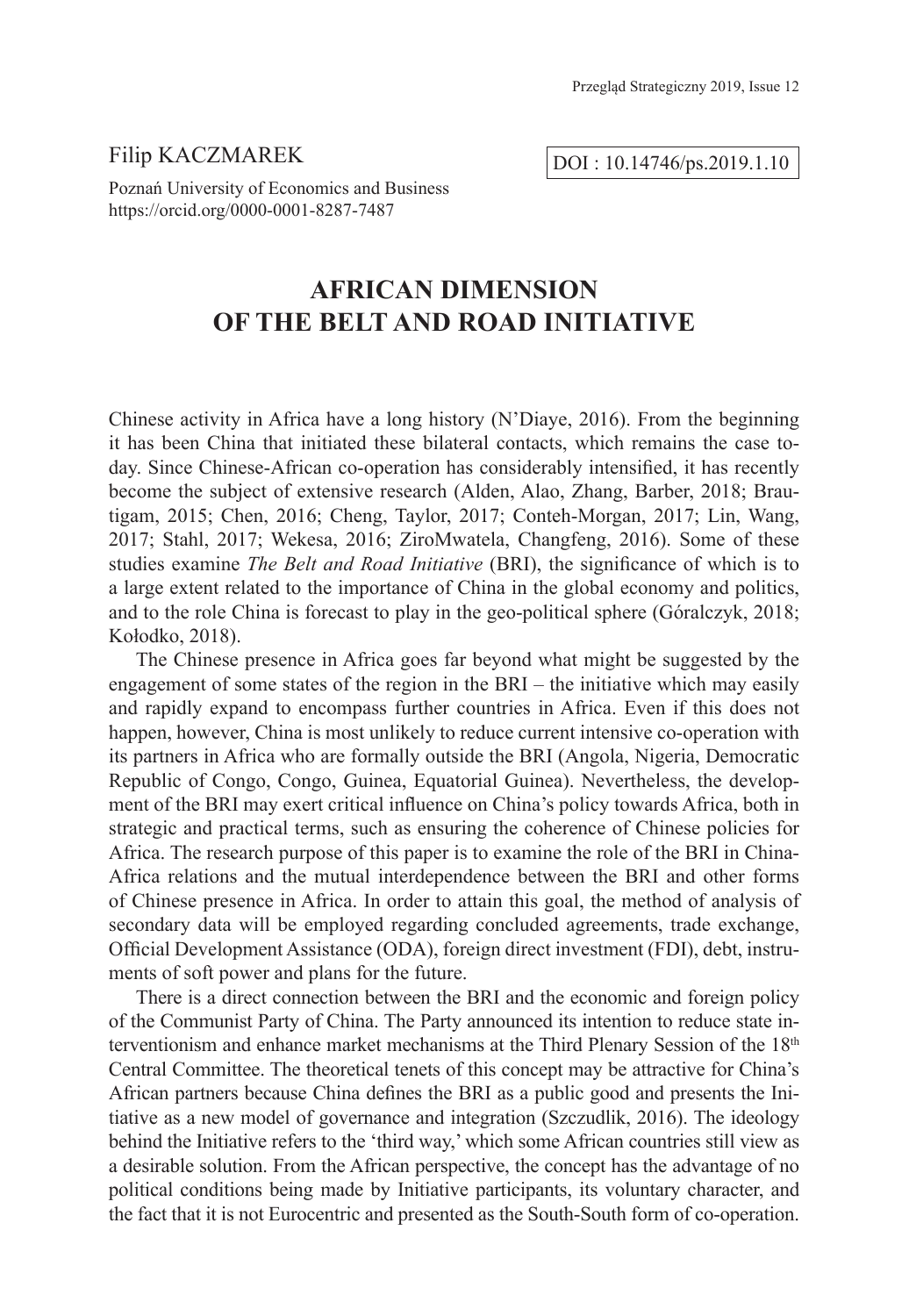Filip KACZMAREK

Poznań University of Economics and Business
https://orcid.org/0000-0001-8287-7487

DOI : 10.14746/ps.2019.1.10

# AFRICAN DIMENSION OF THE BELT AND ROAD INITIATIVE

Chinese activity in Africa have a long history (N'Diaye, 2016). From the beginning it has been China that initiated these bilateral contacts, which remains the case today. Since Chinese-African co-operation has considerably intensified, it has recently become the subject of extensive research (Alden, Alao, Zhang, Barber, 2018; Brautigam, 2015; Chen, 2016; Cheng, Taylor, 2017; Conteh-Morgan, 2017; Lin, Wang, 2017; Stahl, 2017; Wekesa, 2016; ZiroMwatela, Changfeng, 2016). Some of these studies examine *The Belt and Road Initiative* (BRI), the significance of which is to a large extent related to the importance of China in the global economy and politics, and to the role China is forecast to play in the geo-political sphere (Góralczyk, 2018; Kołodko, 2018).

The Chinese presence in Africa goes far beyond what might be suggested by the engagement of some states of the region in the BRI – the initiative which may easily and rapidly expand to encompass further countries in Africa. Even if this does not happen, however, China is most unlikely to reduce current intensive co-operation with its partners in Africa who are formally outside the BRI (Angola, Nigeria, Democratic Republic of Congo, Congo, Guinea, Equatorial Guinea). Nevertheless, the development of the BRI may exert critical influence on China's policy towards Africa, both in strategic and practical terms, such as ensuring the coherence of Chinese policies for Africa. The research purpose of this paper is to examine the role of the BRI in China-Africa relations and the mutual interdependence between the BRI and other forms of Chinese presence in Africa. In order to attain this goal, the method of analysis of secondary data will be employed regarding concluded agreements, trade exchange, Official Development Assistance (ODA), foreign direct investment (FDI), debt, instruments of soft power and plans for the future.

There is a direct connection between the BRI and the economic and foreign policy of the Communist Party of China. The Party announced its intention to reduce state interventionism and enhance market mechanisms at the Third Plenary Session of the 18th Central Committee. The theoretical tenets of this concept may be attractive for China's African partners because China defines the BRI as a public good and presents the Initiative as a new model of governance and integration (Szczudlik, 2016). The ideology behind the Initiative refers to the 'third way,' which some African countries still view as a desirable solution. From the African perspective, the concept has the advantage of no political conditions being made by Initiative participants, its voluntary character, and the fact that it is not Eurocentric and presented as the South-South form of co-operation.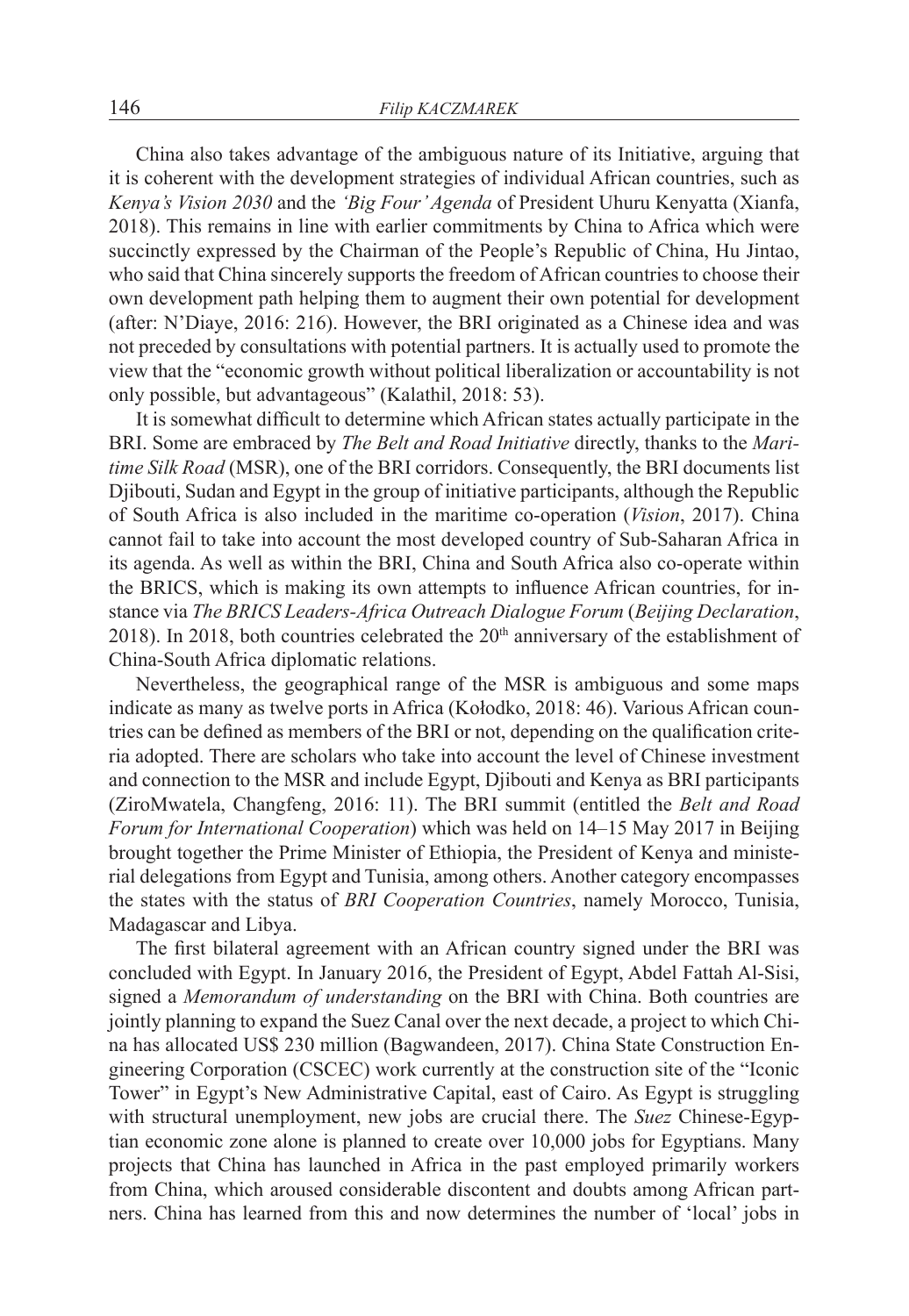China also takes advantage of the ambiguous nature of its Initiative, arguing that it is coherent with the development strategies of individual African countries, such as *Kenya's Vision 2030* and the *'Big Four' Agenda* of President Uhuru Kenyatta (Xianfa, 2018). This remains in line with earlier commitments by China to Africa which were succinctly expressed by the Chairman of the People's Republic of China, Hu Jintao, who said that China sincerely supports the freedom of African countries to choose their own development path helping them to augment their own potential for development (after: N'Diaye, 2016: 216). However, the BRI originated as a Chinese idea and was not preceded by consultations with potential partners. It is actually used to promote the view that the "economic growth without political liberalization or accountability is not only possible, but advantageous" (Kalathil, 2018: 53).

It is somewhat difficult to determine which African states actually participate in the BRI. Some are embraced by *The Belt and Road Initiative* directly, thanks to the *Maritime Silk Road* (MSR), one of the BRI corridors. Consequently, the BRI documents list Djibouti, Sudan and Egypt in the group of initiative participants, although the Republic of South Africa is also included in the maritime co-operation (*Vision*, 2017). China cannot fail to take into account the most developed country of Sub-Saharan Africa in its agenda. As well as within the BRI, China and South Africa also co-operate within the BRICS, which is making its own attempts to influence African countries, for instance via *The BRICS Leaders-Africa Outreach Dialogue Forum* (*Beijing Declaration*, 2018). In 2018, both countries celebrated the 20th anniversary of the establishment of China-South Africa diplomatic relations.

Nevertheless, the geographical range of the MSR is ambiguous and some maps indicate as many as twelve ports in Africa (Kołodko, 2018: 46). Various African countries can be defined as members of the BRI or not, depending on the qualification criteria adopted. There are scholars who take into account the level of Chinese investment and connection to the MSR and include Egypt, Djibouti and Kenya as BRI participants (ZiroMwatela, Changfeng, 2016: 11). The BRI summit (entitled the *Belt and Road Forum for International Cooperation*) which was held on 14–15 May 2017 in Beijing brought together the Prime Minister of Ethiopia, the President of Kenya and ministerial delegations from Egypt and Tunisia, among others. Another category encompasses the states with the status of *BRI Cooperation Countries*, namely Morocco, Tunisia, Madagascar and Libya.

The first bilateral agreement with an African country signed under the BRI was concluded with Egypt. In January 2016, the President of Egypt, Abdel Fattah Al-Sisi, signed a *Memorandum of understanding* on the BRI with China. Both countries are jointly planning to expand the Suez Canal over the next decade, a project to which China has allocated US$ 230 million (Bagwandeen, 2017). China State Construction Engineering Corporation (CSCEC) work currently at the construction site of the "Iconic Tower" in Egypt's New Administrative Capital, east of Cairo. As Egypt is struggling with structural unemployment, new jobs are crucial there. The *Suez* Chinese-Egyptian economic zone alone is planned to create over 10,000 jobs for Egyptians. Many projects that China has launched in Africa in the past employed primarily workers from China, which aroused considerable discontent and doubts among African partners. China has learned from this and now determines the number of 'local' jobs in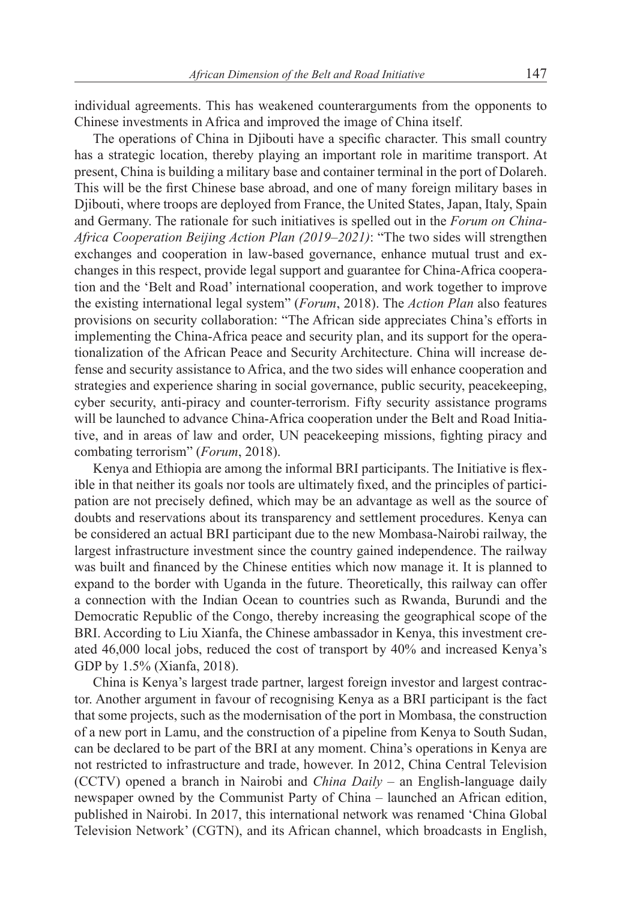individual agreements. This has weakened counterarguments from the opponents to Chinese investments in Africa and improved the image of China itself.

The operations of China in Djibouti have a specific character. This small country has a strategic location, thereby playing an important role in maritime transport. At present, China is building a military base and container terminal in the port of Dolareh. This will be the first Chinese base abroad, and one of many foreign military bases in Djibouti, where troops are deployed from France, the United States, Japan, Italy, Spain and Germany. The rationale for such initiatives is spelled out in the *Forum on China-Africa Cooperation Beijing Action Plan (2019–2021)*: "The two sides will strengthen exchanges and cooperation in law-based governance, enhance mutual trust and exchanges in this respect, provide legal support and guarantee for China-Africa cooperation and the 'Belt and Road' international cooperation, and work together to improve the existing international legal system" (*Forum*, 2018). The *Action Plan* also features provisions on security collaboration: "The African side appreciates China's efforts in implementing the China-Africa peace and security plan, and its support for the operationalization of the African Peace and Security Architecture. China will increase defense and security assistance to Africa, and the two sides will enhance cooperation and strategies and experience sharing in social governance, public security, peacekeeping, cyber security, anti-piracy and counter-terrorism. Fifty security assistance programs will be launched to advance China-Africa cooperation under the Belt and Road Initiative, and in areas of law and order, UN peacekeeping missions, fighting piracy and combating terrorism" (*Forum*, 2018).

Kenya and Ethiopia are among the informal BRI participants. The Initiative is flexible in that neither its goals nor tools are ultimately fixed, and the principles of participation are not precisely defined, which may be an advantage as well as the source of doubts and reservations about its transparency and settlement procedures. Kenya can be considered an actual BRI participant due to the new Mombasa-Nairobi railway, the largest infrastructure investment since the country gained independence. The railway was built and financed by the Chinese entities which now manage it. It is planned to expand to the border with Uganda in the future. Theoretically, this railway can offer a connection with the Indian Ocean to countries such as Rwanda, Burundi and the Democratic Republic of the Congo, thereby increasing the geographical scope of the BRI. According to Liu Xianfa, the Chinese ambassador in Kenya, this investment created 46,000 local jobs, reduced the cost of transport by 40% and increased Kenya's GDP by 1.5% (Xianfa, 2018).

China is Kenya's largest trade partner, largest foreign investor and largest contractor. Another argument in favour of recognising Kenya as a BRI participant is the fact that some projects, such as the modernisation of the port in Mombasa, the construction of a new port in Lamu, and the construction of a pipeline from Kenya to South Sudan, can be declared to be part of the BRI at any moment. China's operations in Kenya are not restricted to infrastructure and trade, however. In 2012, China Central Television (CCTV) opened a branch in Nairobi and *China Daily* – an English-language daily newspaper owned by the Communist Party of China – launched an African edition, published in Nairobi. In 2017, this international network was renamed 'China Global Television Network' (CGTN), and its African channel, which broadcasts in English,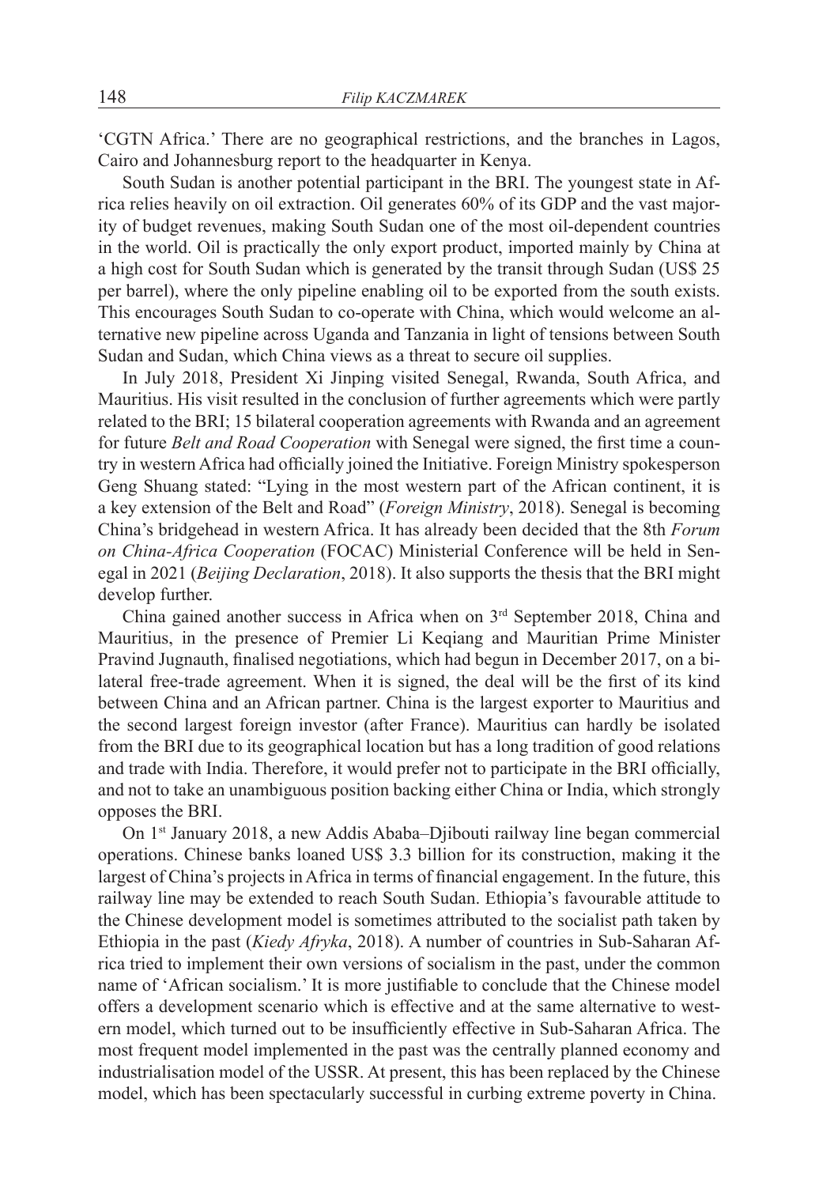'CGTN Africa.' There are no geographical restrictions, and the branches in Lagos, Cairo and Johannesburg report to the headquarter in Kenya.

South Sudan is another potential participant in the BRI. The youngest state in Africa relies heavily on oil extraction. Oil generates 60% of its GDP and the vast majority of budget revenues, making South Sudan one of the most oil-dependent countries in the world. Oil is practically the only export product, imported mainly by China at a high cost for South Sudan which is generated by the transit through Sudan (US$ 25 per barrel), where the only pipeline enabling oil to be exported from the south exists. This encourages South Sudan to co-operate with China, which would welcome an alternative new pipeline across Uganda and Tanzania in light of tensions between South Sudan and Sudan, which China views as a threat to secure oil supplies.

In July 2018, President Xi Jinping visited Senegal, Rwanda, South Africa, and Mauritius. His visit resulted in the conclusion of further agreements which were partly related to the BRI; 15 bilateral cooperation agreements with Rwanda and an agreement for future *Belt and Road Cooperation* with Senegal were signed, the first time a country in western Africa had officially joined the Initiative. Foreign Ministry spokesperson Geng Shuang stated: "Lying in the most western part of the African continent, it is a key extension of the Belt and Road" (*Foreign Ministry*, 2018). Senegal is becoming China's bridgehead in western Africa. It has already been decided that the 8th *Forum on China-Africa Cooperation* (FOCAC) Ministerial Conference will be held in Senegal in 2021 (*Beijing Declaration*, 2018). It also supports the thesis that the BRI might develop further.

China gained another success in Africa when on 3rd September 2018, China and Mauritius, in the presence of Premier Li Keqiang and Mauritian Prime Minister Pravind Jugnauth, finalised negotiations, which had begun in December 2017, on a bilateral free-trade agreement. When it is signed, the deal will be the first of its kind between China and an African partner. China is the largest exporter to Mauritius and the second largest foreign investor (after France). Mauritius can hardly be isolated from the BRI due to its geographical location but has a long tradition of good relations and trade with India. Therefore, it would prefer not to participate in the BRI officially, and not to take an unambiguous position backing either China or India, which strongly opposes the BRI.

On 1st January 2018, a new Addis Ababa–Djibouti railway line began commercial operations. Chinese banks loaned US$ 3.3 billion for its construction, making it the largest of China's projects in Africa in terms of financial engagement. In the future, this railway line may be extended to reach South Sudan. Ethiopia's favourable attitude to the Chinese development model is sometimes attributed to the socialist path taken by Ethiopia in the past (*Kiedy Afryka*, 2018). A number of countries in Sub-Saharan Africa tried to implement their own versions of socialism in the past, under the common name of 'African socialism.' It is more justifiable to conclude that the Chinese model offers a development scenario which is effective and at the same alternative to western model, which turned out to be insufficiently effective in Sub-Saharan Africa. The most frequent model implemented in the past was the centrally planned economy and industrialisation model of the USSR. At present, this has been replaced by the Chinese model, which has been spectacularly successful in curbing extreme poverty in China.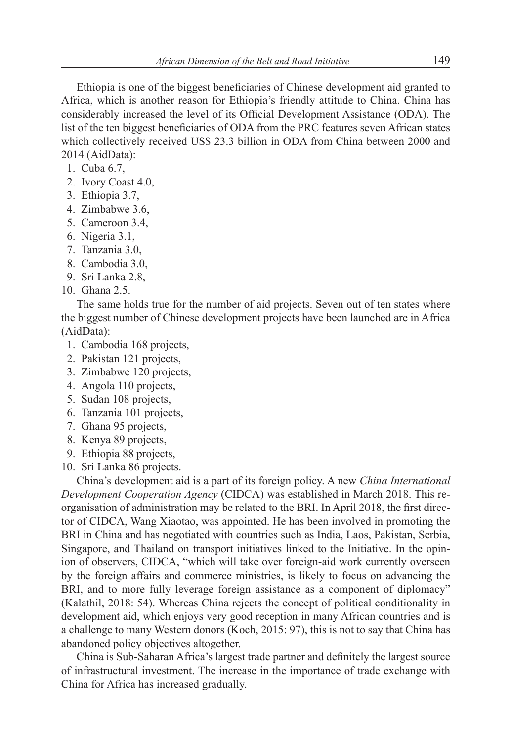Ethiopia is one of the biggest beneficiaries of Chinese development aid granted to Africa, which is another reason for Ethiopia's friendly attitude to China. China has considerably increased the level of its Official Development Assistance (ODA). The list of the ten biggest beneficiaries of ODA from the PRC features seven African states which collectively received US$ 23.3 billion in ODA from China between 2000 and 2014 (AidData):

1. Cuba 6.7,
2. Ivory Coast 4.0,
3. Ethiopia 3.7,
4. Zimbabwe 3.6,
5. Cameroon 3.4,
6. Nigeria 3.1,
7. Tanzania 3.0,
8. Cambodia 3.0,
9. Sri Lanka 2.8,
10. Ghana 2.5.

The same holds true for the number of aid projects. Seven out of ten states where the biggest number of Chinese development projects have been launched are in Africa (AidData):

1. Cambodia 168 projects,
2. Pakistan 121 projects,
3. Zimbabwe 120 projects,
4. Angola 110 projects,
5. Sudan 108 projects,
6. Tanzania 101 projects,
7. Ghana 95 projects,
8. Kenya 89 projects,
9. Ethiopia 88 projects,
10. Sri Lanka 86 projects.

China's development aid is a part of its foreign policy. A new *China International Development Cooperation Agency* (CIDCA) was established in March 2018. This reorganisation of administration may be related to the BRI. In April 2018, the first director of CIDCA, Wang Xiaotao, was appointed. He has been involved in promoting the BRI in China and has negotiated with countries such as India, Laos, Pakistan, Serbia, Singapore, and Thailand on transport initiatives linked to the Initiative. In the opinion of observers, CIDCA, "which will take over foreign-aid work currently overseen by the foreign affairs and commerce ministries, is likely to focus on advancing the BRI, and to more fully leverage foreign assistance as a component of diplomacy" (Kalathil, 2018: 54). Whereas China rejects the concept of political conditionality in development aid, which enjoys very good reception in many African countries and is a challenge to many Western donors (Koch, 2015: 97), this is not to say that China has abandoned policy objectives altogether.

China is Sub-Saharan Africa's largest trade partner and definitely the largest source of infrastructural investment. The increase in the importance of trade exchange with China for Africa has increased gradually.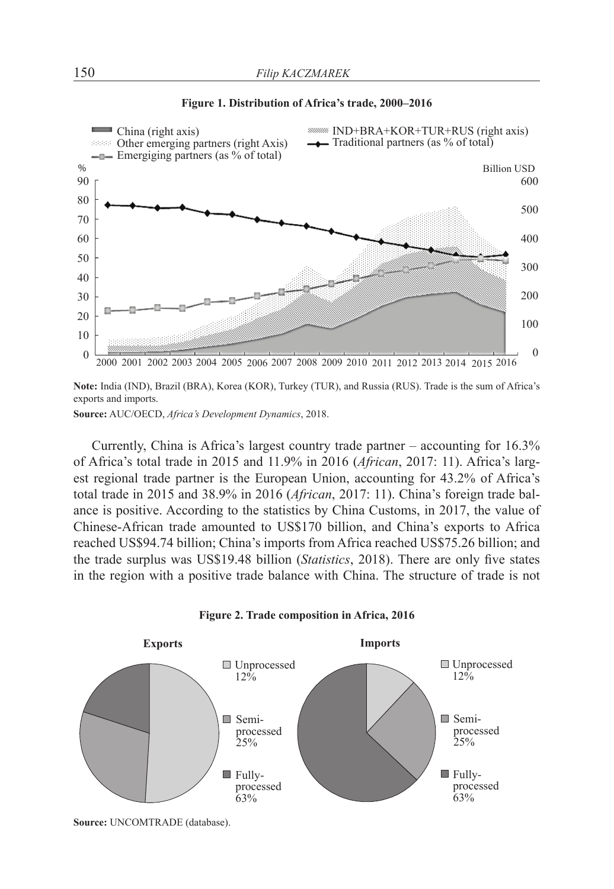**Figure 1. Distribution of Africa's trade, 2000–2016**

**Note:** India (IND), Brazil (BRA), Korea (KOR), Turkey (TUR), and Russia (RUS). Trade is the sum of Africa's exports and imports.

**Source:** AUC/OECD, *Africa's Development Dynamics*, 2018.

Currently, China is Africa's largest country trade partner – accounting for 16.3% of Africa's total trade in 2015 and 11.9% in 2016 (*African*, 2017: 11). Africa's largest regional trade partner is the European Union, accounting for 43.2% of Africa's total trade in 2015 and 38.9% in 2016 (*African*, 2017: 11). China's foreign trade balance is positive. According to the statistics by China Customs, in 2017, the value of Chinese-African trade amounted to US$170 billion, and China's exports to Africa reached US$94.74 billion; China's imports from Africa reached US$75.26 billion; and the trade surplus was US$19.48 billion (*Statistics*, 2018). There are only five states in the region with a positive trade balance with China. The structure of trade is not

**Figure 2. Trade composition in Africa, 2016**

**Source:** UNCOMTRADE (database).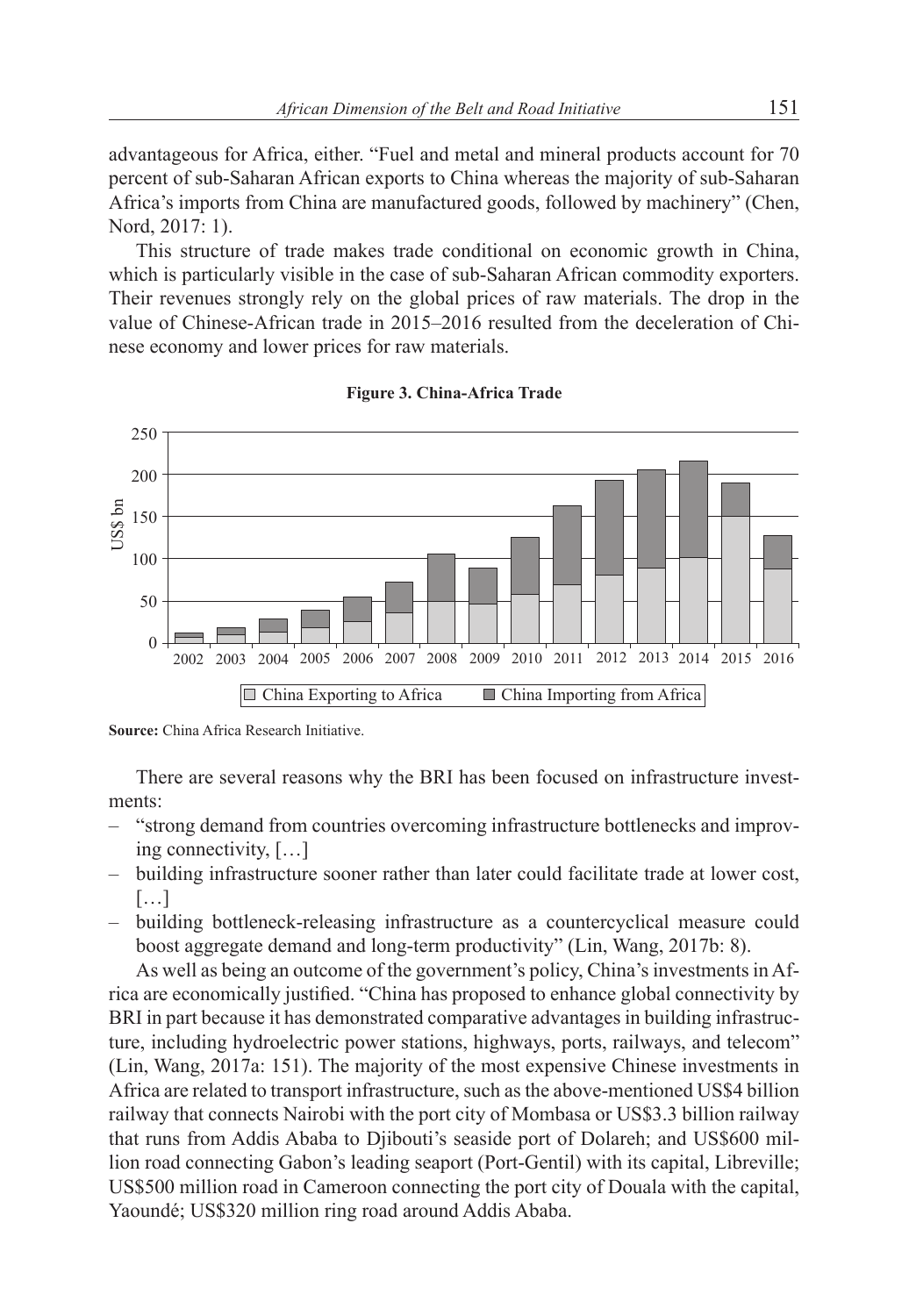advantageous for Africa, either. "Fuel and metal and mineral products account for 70 percent of sub-Saharan African exports to China whereas the majority of sub-Saharan Africa's imports from China are manufactured goods, followed by machinery" (Chen, Nord, 2017: 1).

This structure of trade makes trade conditional on economic growth in China, which is particularly visible in the case of sub-Saharan African commodity exporters. Their revenues strongly rely on the global prices of raw materials. The drop in the value of Chinese-African trade in 2015–2016 resulted from the deceleration of Chinese economy and lower prices for raw materials.

**Figure 3. China-Africa Trade**

**Source:** China Africa Research Initiative.

There are several reasons why the BRI has been focused on infrastructure investments:

- "strong demand from countries overcoming infrastructure bottlenecks and improving connectivity, […]
- building infrastructure sooner rather than later could facilitate trade at lower cost, […]
- building bottleneck-releasing infrastructure as a countercyclical measure could boost aggregate demand and long-term productivity" (Lin, Wang, 2017b: 8).

As well as being an outcome of the government's policy, China's investments in Africa are economically justified. "China has proposed to enhance global connectivity by BRI in part because it has demonstrated comparative advantages in building infrastructure, including hydroelectric power stations, highways, ports, railways, and telecom" (Lin, Wang, 2017a: 151). The majority of the most expensive Chinese investments in Africa are related to transport infrastructure, such as the above-mentioned US$4 billion railway that connects Nairobi with the port city of Mombasa or US$3.3 billion railway that runs from Addis Ababa to Djibouti's seaside port of Dolareh; and US$600 million road connecting Gabon's leading seaport (Port-Gentil) with its capital, Libreville; US$500 million road in Cameroon connecting the port city of Douala with the capital, Yaoundé; US$320 million ring road around Addis Ababa.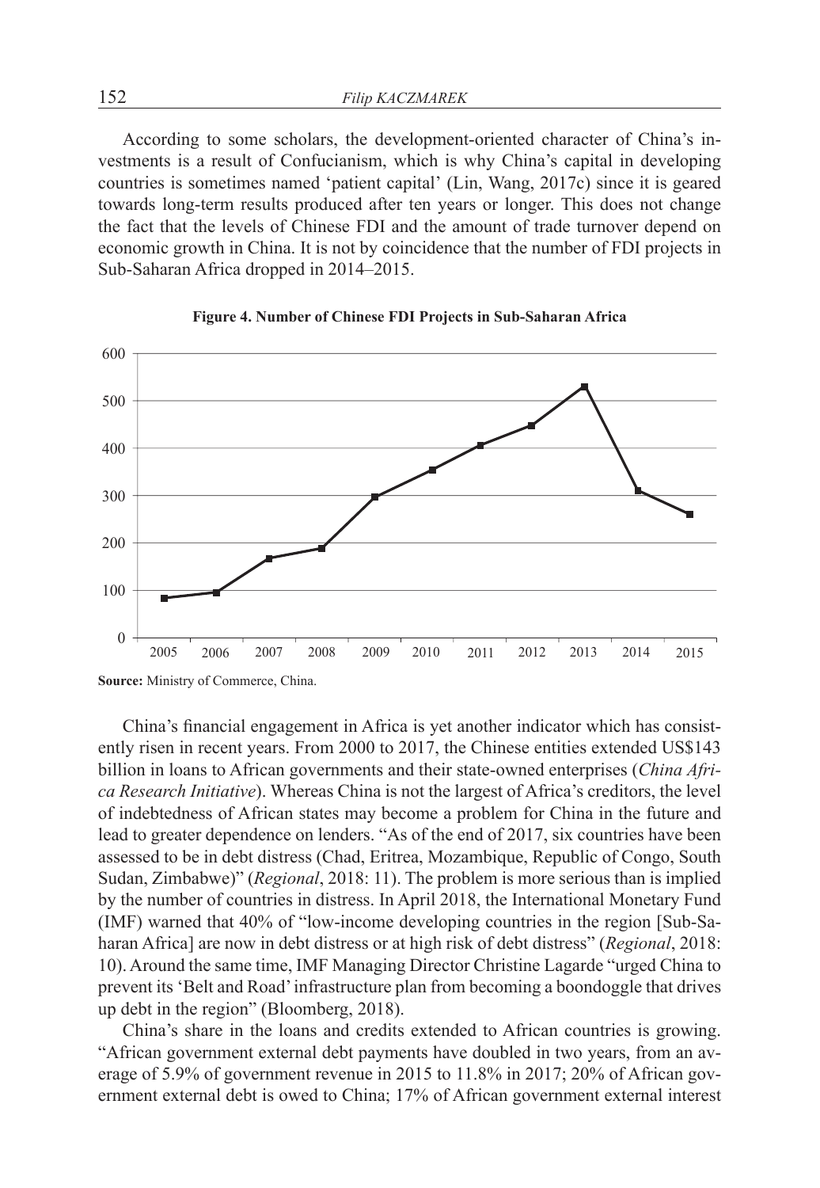According to some scholars, the development-oriented character of China's investments is a result of Confucianism, which is why China's capital in developing countries is sometimes named 'patient capital' (Lin, Wang, 2017c) since it is geared towards long-term results produced after ten years or longer. This does not change the fact that the levels of Chinese FDI and the amount of trade turnover depend on economic growth in China. It is not by coincidence that the number of FDI projects in Sub-Saharan Africa dropped in 2014–2015.

**Figure 4. Number of Chinese FDI Projects in Sub-Saharan Africa**

**Source:** Ministry of Commerce, China.

China's financial engagement in Africa is yet another indicator which has consistently risen in recent years. From 2000 to 2017, the Chinese entities extended US$143 billion in loans to African governments and their state-owned enterprises (*China Africa Research Initiative*). Whereas China is not the largest of Africa's creditors, the level of indebtedness of African states may become a problem for China in the future and lead to greater dependence on lenders. "As of the end of 2017, six countries have been assessed to be in debt distress (Chad, Eritrea, Mozambique, Republic of Congo, South Sudan, Zimbabwe)" (*Regional*, 2018: 11). The problem is more serious than is implied by the number of countries in distress. In April 2018, the International Monetary Fund (IMF) warned that 40% of "low-income developing countries in the region [Sub-Saharan Africa] are now in debt distress or at high risk of debt distress" (*Regional*, 2018: 10). Around the same time, IMF Managing Director Christine Lagarde "urged China to prevent its 'Belt and Road' infrastructure plan from becoming a boondoggle that drives up debt in the region" (Bloomberg, 2018).

China's share in the loans and credits extended to African countries is growing. "African government external debt payments have doubled in two years, from an average of 5.9% of government revenue in 2015 to 11.8% in 2017; 20% of African government external debt is owed to China; 17% of African government external interest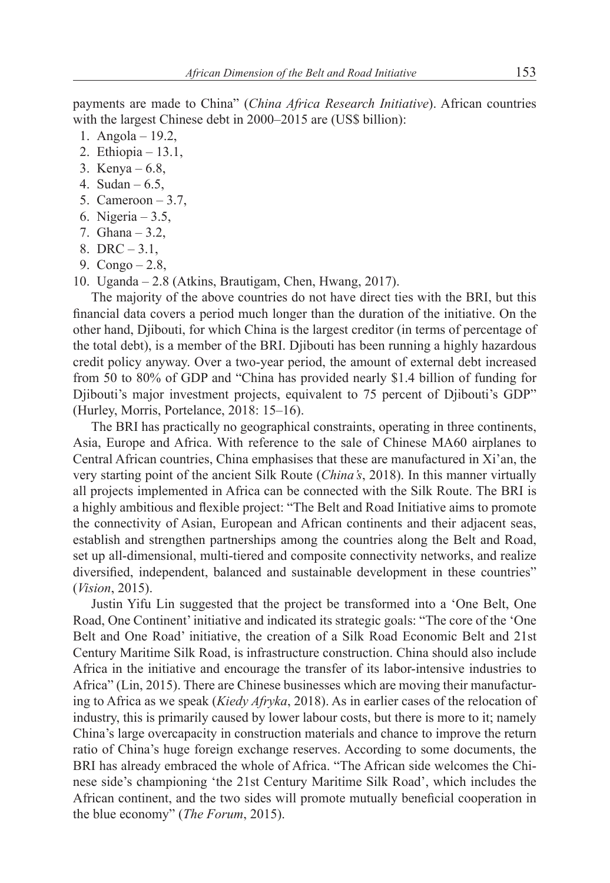payments are made to China" (*China Africa Research Initiative*). African countries with the largest Chinese debt in 2000–2015 are (US$ billion):

1. Angola – 19.2,
2. Ethiopia – 13.1,
3. Kenya – 6.8,
4. Sudan – 6.5,
5. Cameroon – 3.7,
6. Nigeria – 3.5,
7. Ghana – 3.2,
8. DRC – 3.1,
9. Congo – 2.8,
10. Uganda – 2.8 (Atkins, Brautigam, Chen, Hwang, 2017).

The majority of the above countries do not have direct ties with the BRI, but this financial data covers a period much longer than the duration of the initiative. On the other hand, Djibouti, for which China is the largest creditor (in terms of percentage of the total debt), is a member of the BRI. Djibouti has been running a highly hazardous credit policy anyway. Over a two-year period, the amount of external debt increased from 50 to 80% of GDP and "China has provided nearly $1.4 billion of funding for Djibouti's major investment projects, equivalent to 75 percent of Djibouti's GDP" (Hurley, Morris, Portelance, 2018: 15–16).

The BRI has practically no geographical constraints, operating in three continents, Asia, Europe and Africa. With reference to the sale of Chinese MA60 airplanes to Central African countries, China emphasises that these are manufactured in Xi'an, the very starting point of the ancient Silk Route (*China's*, 2018). In this manner virtually all projects implemented in Africa can be connected with the Silk Route. The BRI is a highly ambitious and flexible project: "The Belt and Road Initiative aims to promote the connectivity of Asian, European and African continents and their adjacent seas, establish and strengthen partnerships among the countries along the Belt and Road, set up all-dimensional, multi-tiered and composite connectivity networks, and realize diversified, independent, balanced and sustainable development in these countries" (*Vision*, 2015).

Justin Yifu Lin suggested that the project be transformed into a 'One Belt, One Road, One Continent' initiative and indicated its strategic goals: "The core of the 'One Belt and One Road' initiative, the creation of a Silk Road Economic Belt and 21st Century Maritime Silk Road, is infrastructure construction. China should also include Africa in the initiative and encourage the transfer of its labor-intensive industries to Africa" (Lin, 2015). There are Chinese businesses which are moving their manufacturing to Africa as we speak (*Kiedy Afryka*, 2018). As in earlier cases of the relocation of industry, this is primarily caused by lower labour costs, but there is more to it; namely China's large overcapacity in construction materials and chance to improve the return ratio of China's huge foreign exchange reserves. According to some documents, the BRI has already embraced the whole of Africa. "The African side welcomes the Chinese side's championing 'the 21st Century Maritime Silk Road', which includes the African continent, and the two sides will promote mutually beneficial cooperation in the blue economy" (*The Forum*, 2015).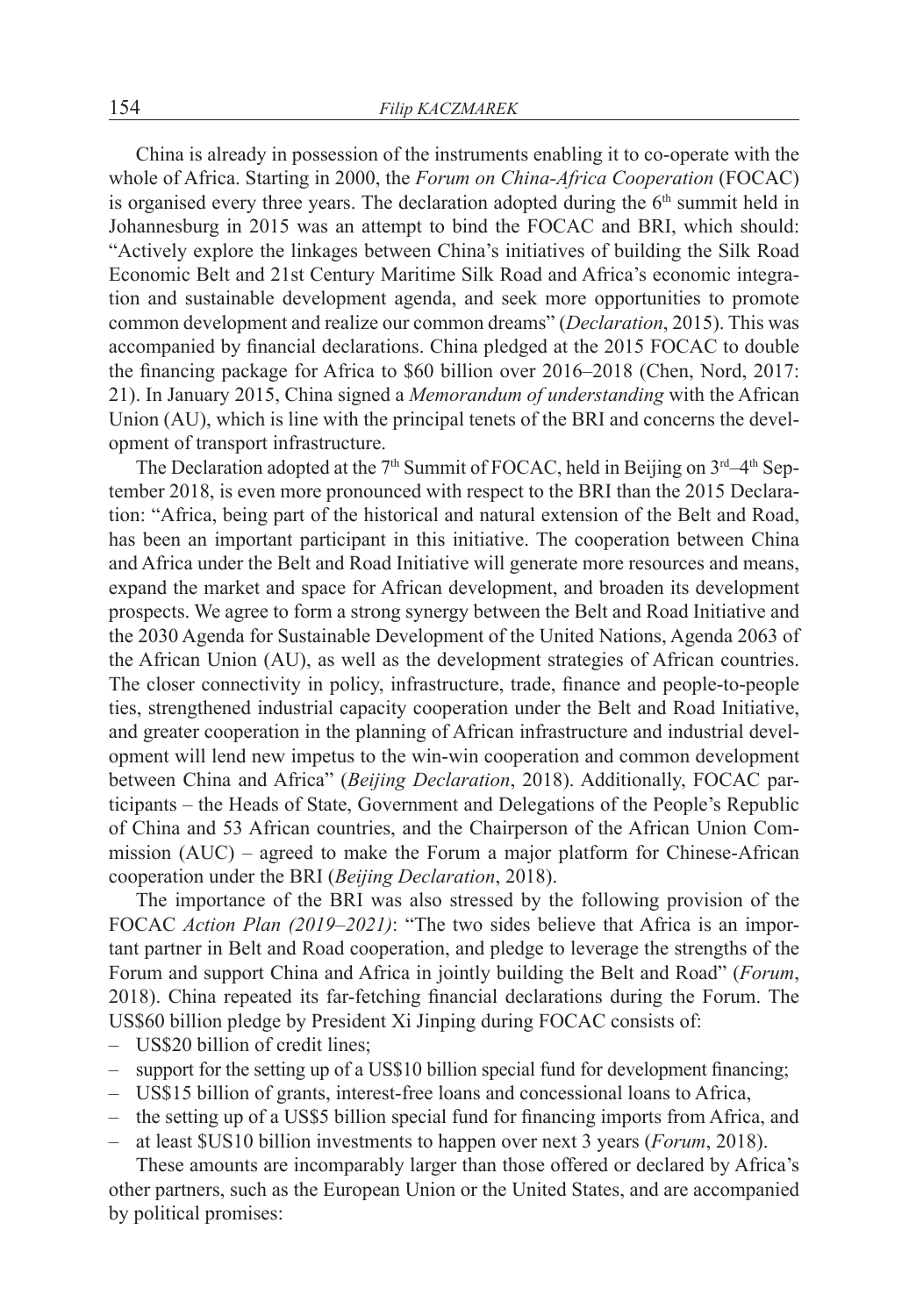China is already in possession of the instruments enabling it to co-operate with the whole of Africa. Starting in 2000, the *Forum on China-Africa Cooperation* (FOCAC) is organised every three years. The declaration adopted during the 6th summit held in Johannesburg in 2015 was an attempt to bind the FOCAC and BRI, which should: "Actively explore the linkages between China's initiatives of building the Silk Road Economic Belt and 21st Century Maritime Silk Road and Africa's economic integration and sustainable development agenda, and seek more opportunities to promote common development and realize our common dreams" (*Declaration*, 2015). This was accompanied by financial declarations. China pledged at the 2015 FOCAC to double the financing package for Africa to $60 billion over 2016–2018 (Chen, Nord, 2017: 21). In January 2015, China signed a *Memorandum of understanding* with the African Union (AU), which is line with the principal tenets of the BRI and concerns the development of transport infrastructure.

The Declaration adopted at the 7th Summit of FOCAC, held in Beijing on 3rd–4th September 2018, is even more pronounced with respect to the BRI than the 2015 Declaration: "Africa, being part of the historical and natural extension of the Belt and Road, has been an important participant in this initiative. The cooperation between China and Africa under the Belt and Road Initiative will generate more resources and means, expand the market and space for African development, and broaden its development prospects. We agree to form a strong synergy between the Belt and Road Initiative and the 2030 Agenda for Sustainable Development of the United Nations, Agenda 2063 of the African Union (AU), as well as the development strategies of African countries. The closer connectivity in policy, infrastructure, trade, finance and people-to-people ties, strengthened industrial capacity cooperation under the Belt and Road Initiative, and greater cooperation in the planning of African infrastructure and industrial development will lend new impetus to the win-win cooperation and common development between China and Africa" (*Beijing Declaration*, 2018). Additionally, FOCAC participants – the Heads of State, Government and Delegations of the People's Republic of China and 53 African countries, and the Chairperson of the African Union Commission (AUC) – agreed to make the Forum a major platform for Chinese-African cooperation under the BRI (*Beijing Declaration*, 2018).

The importance of the BRI was also stressed by the following provision of the FOCAC *Action Plan (2019–2021)*: "The two sides believe that Africa is an important partner in Belt and Road cooperation, and pledge to leverage the strengths of the Forum and support China and Africa in jointly building the Belt and Road" (*Forum*, 2018). China repeated its far-fetching financial declarations during the Forum. The US$60 billion pledge by President Xi Jinping during FOCAC consists of:

– US$20 billion of credit lines;
– support for the setting up of a US$10 billion special fund for development financing;
– US$15 billion of grants, interest-free loans and concessional loans to Africa,
– the setting up of a US$5 billion special fund for financing imports from Africa, and
– at least $US10 billion investments to happen over next 3 years (*Forum*, 2018).

These amounts are incomparably larger than those offered or declared by Africa's other partners, such as the European Union or the United States, and are accompanied by political promises: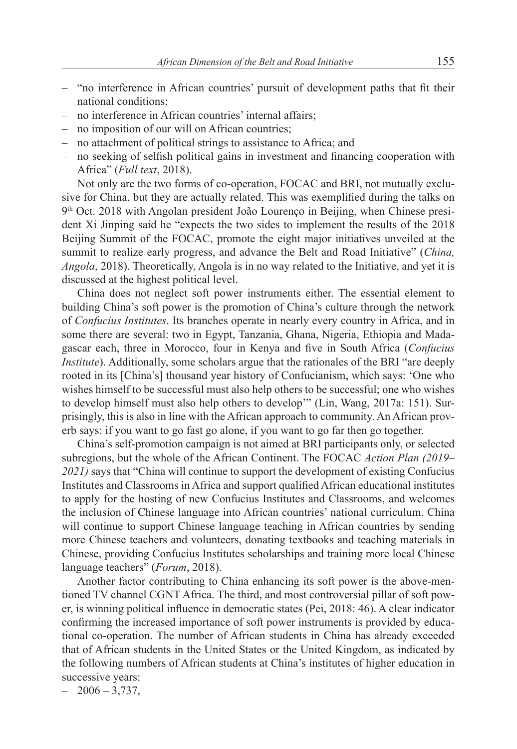- "no interference in African countries' pursuit of development paths that fit their national conditions;
- no interference in African countries' internal affairs;
- no imposition of our will on African countries;
- no attachment of political strings to assistance to Africa; and
- no seeking of selfish political gains in investment and financing cooperation with Africa" (*Full text*, 2018).

Not only are the two forms of co-operation, FOCAC and BRI, not mutually exclusive for China, but they are actually related. This was exemplified during the talks on 9th Oct. 2018 with Angolan president João Lourenço in Beijing, when Chinese president Xi Jinping said he "expects the two sides to implement the results of the 2018 Beijing Summit of the FOCAC, promote the eight major initiatives unveiled at the summit to realize early progress, and advance the Belt and Road Initiative" (*China, Angola*, 2018). Theoretically, Angola is in no way related to the Initiative, and yet it is discussed at the highest political level.

China does not neglect soft power instruments either. The essential element to building China's soft power is the promotion of China's culture through the network of *Confucius Institutes*. Its branches operate in nearly every country in Africa, and in some there are several: two in Egypt, Tanzania, Ghana, Nigeria, Ethiopia and Madagascar each, three in Morocco, four in Kenya and five in South Africa (*Confucius Institute*). Additionally, some scholars argue that the rationales of the BRI "are deeply rooted in its [China's] thousand year history of Confucianism, which says: 'One who wishes himself to be successful must also help others to be successful; one who wishes to develop himself must also help others to develop'" (Lin, Wang, 2017a: 151). Surprisingly, this is also in line with the African approach to community. An African proverb says: if you want to go fast go alone, if you want to go far then go together.

China's self-promotion campaign is not aimed at BRI participants only, or selected subregions, but the whole of the African Continent. The FOCAC *Action Plan (2019–2021)* says that "China will continue to support the development of existing Confucius Institutes and Classrooms in Africa and support qualified African educational institutes to apply for the hosting of new Confucius Institutes and Classrooms, and welcomes the inclusion of Chinese language into African countries' national curriculum. China will continue to support Chinese language teaching in African countries by sending more Chinese teachers and volunteers, donating textbooks and teaching materials in Chinese, providing Confucius Institutes scholarships and training more local Chinese language teachers" (*Forum*, 2018).

Another factor contributing to China enhancing its soft power is the above-mentioned TV channel CGNT Africa. The third, and most controversial pillar of soft power, is winning political influence in democratic states (Pei, 2018: 46). A clear indicator confirming the increased importance of soft power instruments is provided by educational co-operation. The number of African students in China has already exceeded that of African students in the United States or the United Kingdom, as indicated by the following numbers of African students at China's institutes of higher education in successive years:

- 2006 – 3,737,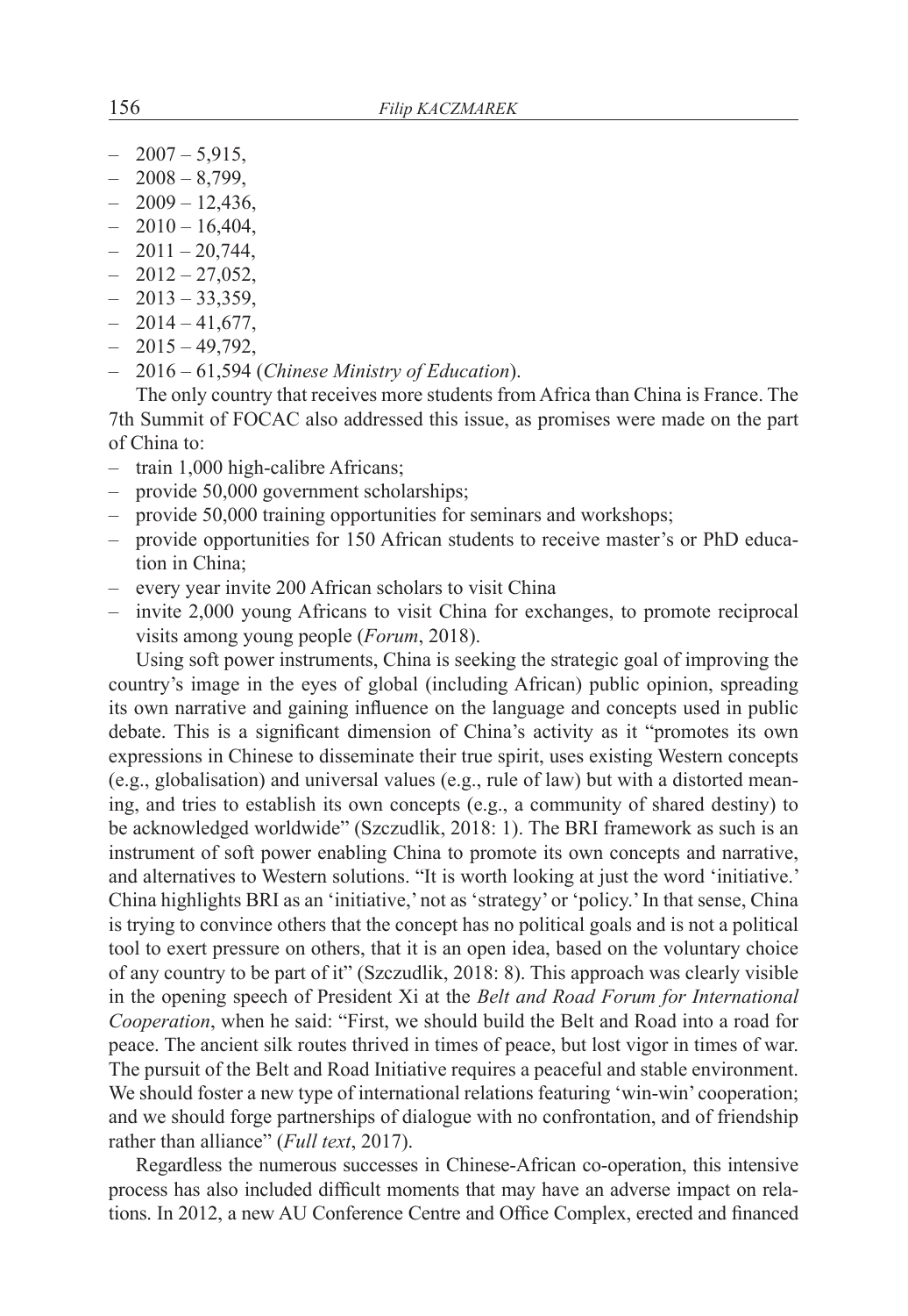- 2007 – 5,915,
- 2008 – 8,799,
- 2009 – 12,436,
- 2010 – 16,404,
- 2011 – 20,744,
- 2012 – 27,052,
- 2013 – 33,359,
- 2014 – 41,677,
- 2015 – 49,792,
- 2016 – 61,594 (*Chinese Ministry of Education*).

The only country that receives more students from Africa than China is France. The 7th Summit of FOCAC also addressed this issue, as promises were made on the part of China to:

- train 1,000 high-calibre Africans;
- provide 50,000 government scholarships;
- provide 50,000 training opportunities for seminars and workshops;
- provide opportunities for 150 African students to receive master's or PhD education in China;
- every year invite 200 African scholars to visit China
- invite 2,000 young Africans to visit China for exchanges, to promote reciprocal visits among young people (*Forum*, 2018).

Using soft power instruments, China is seeking the strategic goal of improving the country's image in the eyes of global (including African) public opinion, spreading its own narrative and gaining influence on the language and concepts used in public debate. This is a significant dimension of China's activity as it "promotes its own expressions in Chinese to disseminate their true spirit, uses existing Western concepts (e.g., globalisation) and universal values (e.g., rule of law) but with a distorted meaning, and tries to establish its own concepts (e.g., a community of shared destiny) to be acknowledged worldwide" (Szczudlik, 2018: 1). The BRI framework as such is an instrument of soft power enabling China to promote its own concepts and narrative, and alternatives to Western solutions. "It is worth looking at just the word 'initiative.' China highlights BRI as an 'initiative,' not as 'strategy' or 'policy.' In that sense, China is trying to convince others that the concept has no political goals and is not a political tool to exert pressure on others, that it is an open idea, based on the voluntary choice of any country to be part of it" (Szczudlik, 2018: 8). This approach was clearly visible in the opening speech of President Xi at the *Belt and Road Forum for International Cooperation*, when he said: "First, we should build the Belt and Road into a road for peace. The ancient silk routes thrived in times of peace, but lost vigor in times of war. The pursuit of the Belt and Road Initiative requires a peaceful and stable environment. We should foster a new type of international relations featuring 'win-win' cooperation; and we should forge partnerships of dialogue with no confrontation, and of friendship rather than alliance" (*Full text*, 2017).

Regardless the numerous successes in Chinese-African co-operation, this intensive process has also included difficult moments that may have an adverse impact on relations. In 2012, a new AU Conference Centre and Office Complex, erected and financed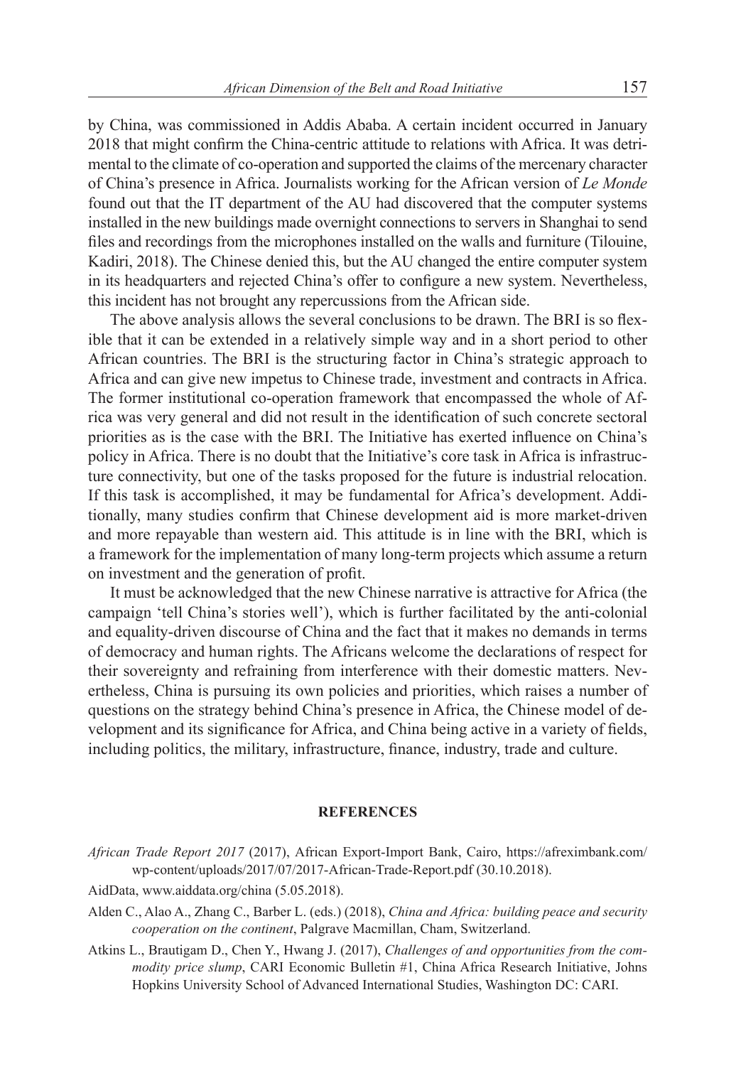by China, was commissioned in Addis Ababa. A certain incident occurred in January 2018 that might confirm the China-centric attitude to relations with Africa. It was detrimental to the climate of co-operation and supported the claims of the mercenary character of China's presence in Africa. Journalists working for the African version of *Le Monde* found out that the IT department of the AU had discovered that the computer systems installed in the new buildings made overnight connections to servers in Shanghai to send files and recordings from the microphones installed on the walls and furniture (Tilouine, Kadiri, 2018). The Chinese denied this, but the AU changed the entire computer system in its headquarters and rejected China's offer to configure a new system. Nevertheless, this incident has not brought any repercussions from the African side.

The above analysis allows the several conclusions to be drawn. The BRI is so flexible that it can be extended in a relatively simple way and in a short period to other African countries. The BRI is the structuring factor in China's strategic approach to Africa and can give new impetus to Chinese trade, investment and contracts in Africa. The former institutional co-operation framework that encompassed the whole of Africa was very general and did not result in the identification of such concrete sectoral priorities as is the case with the BRI. The Initiative has exerted influence on China's policy in Africa. There is no doubt that the Initiative's core task in Africa is infrastructure connectivity, but one of the tasks proposed for the future is industrial relocation. If this task is accomplished, it may be fundamental for Africa's development. Additionally, many studies confirm that Chinese development aid is more market-driven and more repayable than western aid. This attitude is in line with the BRI, which is a framework for the implementation of many long-term projects which assume a return on investment and the generation of profit.

It must be acknowledged that the new Chinese narrative is attractive for Africa (the campaign 'tell China's stories well'), which is further facilitated by the anti-colonial and equality-driven discourse of China and the fact that it makes no demands in terms of democracy and human rights. The Africans welcome the declarations of respect for their sovereignty and refraining from interference with their domestic matters. Nevertheless, China is pursuing its own policies and priorities, which raises a number of questions on the strategy behind China's presence in Africa, the Chinese model of development and its significance for Africa, and China being active in a variety of fields, including politics, the military, infrastructure, finance, industry, trade and culture.

## REFERENCES

*African Trade Report 2017* (2017), African Export-Import Bank, Cairo, https://afreximbank.com/wp-content/uploads/2017/07/2017-African-Trade-Report.pdf (30.10.2018).

AidData, www.aiddata.org/china (5.05.2018).

Alden C., Alao A., Zhang C., Barber L. (eds.) (2018), *China and Africa: building peace and security cooperation on the continent*, Palgrave Macmillan, Cham, Switzerland.

Atkins L., Brautigam D., Chen Y., Hwang J. (2017), *Challenges of and opportunities from the commodity price slump*, CARI Economic Bulletin #1, China Africa Research Initiative, Johns Hopkins University School of Advanced International Studies, Washington DC: CARI.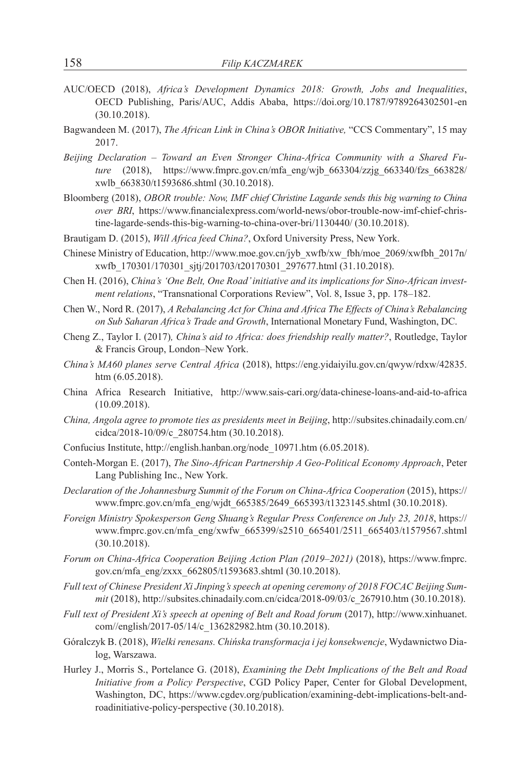AUC/OECD (2018), *Africa's Development Dynamics 2018: Growth, Jobs and Inequalities*, OECD Publishing, Paris/AUC, Addis Ababa, https://doi.org/10.1787/9789264302501-en (30.10.2018).

Bagwandeen M. (2017), *The African Link in China's OBOR Initiative,* "CCS Commentary", 15 may 2017.

*Beijing Declaration – Toward an Even Stronger China-Africa Community with a Shared Future* (2018), https://www.fmprc.gov.cn/mfa_eng/wjb_663304/zzjg_663340/fzs_663828/xwlb_663830/t1593686.shtml (30.10.2018).

Bloomberg (2018), *OBOR trouble: Now, IMF chief Christine Lagarde sends this big warning to China over BRI*, https://www.financialexpress.com/world-news/obor-trouble-now-imf-chief-christine-lagarde-sends-this-big-warning-to-china-over-bri/1130440/ (30.10.2018).

Brautigam D. (2015), *Will Africa feed China?*, Oxford University Press, New York.

Chinese Ministry of Education, http://www.moe.gov.cn/jyb_xwfb/xw_fbh/moe_2069/xwfbh_2017n/xwfb_170301/170301_sjtj/201703/t20170301_297677.html (31.10.2018).

Chen H. (2016), *China's 'One Belt, One Road' initiative and its implications for Sino-African investment relations*, "Transnational Corporations Review", Vol. 8, Issue 3, pp. 178–182.

Chen W., Nord R. (2017), *A Rebalancing Act for China and Africa The Effects of China's Rebalancing on Sub Saharan Africa's Trade and Growth*, International Monetary Fund, Washington, DC.

Cheng Z., Taylor I. (2017)*, China's aid to Africa: does friendship really matter?*, Routledge, Taylor & Francis Group, London–New York.

*China's MA60 planes serve Central Africa* (2018), https://eng.yidaiyilu.gov.cn/qwyw/rdxw/42835.htm (6.05.2018).

China Africa Research Initiative, http://www.sais-cari.org/data-chinese-loans-and-aid-to-africa (10.09.2018).

*China, Angola agree to promote ties as presidents meet in Beijing*, http://subsites.chinadaily.com.cn/cidca/2018-10/09/c_280754.htm (30.10.2018).

Confucius Institute, http://english.hanban.org/node_10971.htm (6.05.2018).

Conteh-Morgan E. (2017), *The Sino-African Partnership A Geo-Political Economy Approach*, Peter Lang Publishing Inc., New York.

*Declaration of the Johannesburg Summit of the Forum on China-Africa Cooperation* (2015), https://www.fmprc.gov.cn/mfa_eng/wjdt_665385/2649_665393/t1323145.shtml (30.10.2018).

*Foreign Ministry Spokesperson Geng Shuang's Regular Press Conference on July 23, 2018*, https://www.fmprc.gov.cn/mfa_eng/xwfw_665399/s2510_665401/2511_665403/t1579567.shtml (30.10.2018).

*Forum on China-Africa Cooperation Beijing Action Plan (2019–2021)* (2018), https://www.fmprc.gov.cn/mfa_eng/zxxx_662805/t1593683.shtml (30.10.2018).

*Full text of Chinese President Xi Jinping's speech at opening ceremony of 2018 FOCAC Beijing Summit* (2018), http://subsites.chinadaily.com.cn/cidca/2018-09/03/c_267910.htm (30.10.2018).

*Full text of President Xi's speech at opening of Belt and Road forum* (2017), http://www.xinhuanet.com//english/2017-05/14/c_136282982.htm (30.10.2018).

Góralczyk B. (2018), *Wielki renesans. Chińska transformacja i jej konsekwencje*, Wydawnictwo Dialog, Warszawa.

Hurley J., Morris S., Portelance G. (2018), *Examining the Debt Implications of the Belt and Road Initiative from a Policy Perspective*, CGD Policy Paper, Center for Global Development, Washington, DC, https://www.cgdev.org/publication/examining-debt-implications-belt-and-roadinitiative-policy-perspective (30.10.2018).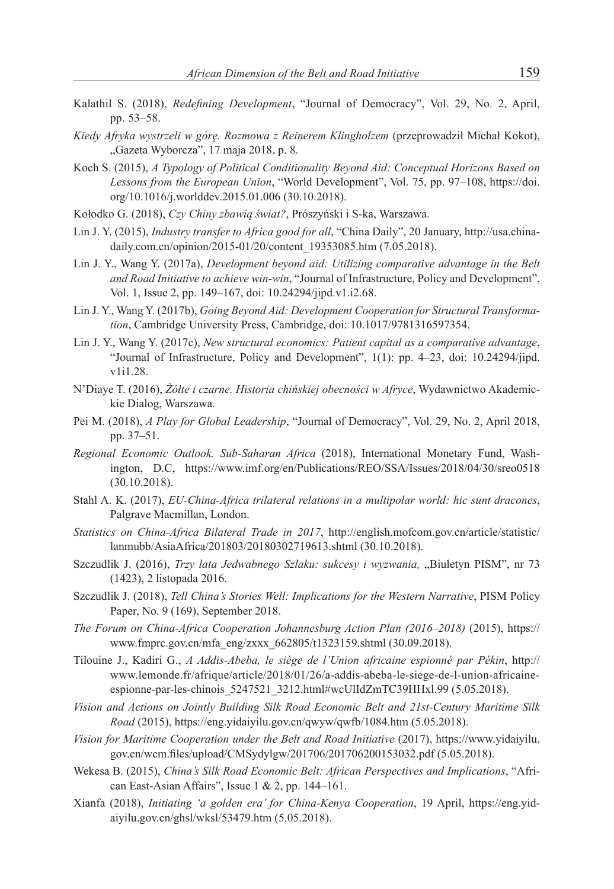Kalathil S. (2018), *Redefining Development*, "Journal of Democracy", Vol. 29, No. 2, April, pp. 53–58.

*Kiedy Afryka wystrzeli w górę. Rozmowa z Reinerem Klingholzem* (przeprowadził Michał Kokot), „Gazeta Wyborcza", 17 maja 2018, p. 8.

Koch S. (2015), *A Typology of Political Conditionality Beyond Aid: Conceptual Horizons Based on Lessons from the European Union*, "World Development", Vol. 75, pp. 97–108, https://doi.org/10.1016/j.worlddev.2015.01.006 (30.10.2018).

Kołodko G. (2018), *Czy Chiny zbawią świat?*, Prószyński i S-ka, Warszawa.

Lin J. Y. (2015), *Industry transfer to Africa good for all*, "China Daily", 20 January, http://usa.chinadaily.com.cn/opinion/2015-01/20/content_19353085.htm (7.05.2018).

Lin J. Y., Wang Y. (2017a), *Development beyond aid: Utilizing comparative advantage in the Belt and Road Initiative to achieve win-win*, "Journal of Infrastructure, Policy and Development", Vol. 1, Issue 2, pp. 149–167, doi: 10.24294/jipd.v1.i2.68.

Lin J. Y., Wang Y. (2017b), *Going Beyond Aid: Development Cooperation for Structural Transformation*, Cambridge University Press, Cambridge, doi: 10.1017/9781316597354.

Lin J. Y., Wang Y. (2017c), *New structural economics: Patient capital as a comparative advantage*, "Journal of Infrastructure, Policy and Development", 1(1): pp. 4–23, doi: 10.24294/jipd.v1i1.28.

N'Diaye T. (2016), *Żółte i czarne. Historia chińskiej obecności w Afryce*, Wydawnictwo Akademickie Dialog, Warszawa.

Pei M. (2018), *A Play for Global Leadership*, "Journal of Democracy", Vol. 29, No. 2, April 2018, pp. 37–51.

*Regional Economic Outlook. Sub-Saharan Africa* (2018), International Monetary Fund, Washington, D.C, https://www.imf.org/en/Publications/REO/SSA/Issues/2018/04/30/sreo0518 (30.10.2018).

Stahl A. K. (2017), *EU-China-Africa trilateral relations in a multipolar world: hic sunt dracones*, Palgrave Macmillan, London.

*Statistics on China-Africa Bilateral Trade in 2017*, http://english.mofcom.gov.cn/article/statistic/lanmubb/AsiaAfrica/201803/20180302719613.shtml (30.10.2018).

Szczudlik J. (2016), *Trzy lata Jedwabnego Szlaku: sukcesy i wyzwania,* „Biuletyn PISM", nr 73 (1423), 2 listopada 2016.

Szczudlik J. (2018), *Tell China's Stories Well: Implications for the Western Narrative*, PISM Policy Paper, No. 9 (169), September 2018.

*The Forum on China-Africa Cooperation Johannesburg Action Plan (2016–2018)* (2015), https://www.fmprc.gov.cn/mfa_eng/zxxx_662805/t1323159.shtml (30.09.2018).

Tilouine J., Kadiri G., *A Addis-Abeba, le siège de l'Union africaine espionné par Pékin*, http://www.lemonde.fr/afrique/article/2018/01/26/a-addis-abeba-le-siege-de-l-union-africaine-espionne-par-les-chinois_5247521_3212.html#wcUlIdZmTC39HHxl.99 (5.05.2018).

*Vision and Actions on Jointly Building Silk Road Economic Belt and 21st-Century Maritime Silk Road* (2015), https://eng.yidaiyilu.gov.cn/qwyw/qwfb/1084.htm (5.05.2018).

*Vision for Maritime Cooperation under the Belt and Road Initiative* (2017), https://www.yidaiyilu.gov.cn/wcm.files/upload/CMSydylgw/201706/201706200153032.pdf (5.05.2018).

Wekesa B. (2015), *China's Silk Road Economic Belt: African Perspectives and Implications*, "African East-Asian Affairs", Issue 1 & 2, pp. 144–161.

Xianfa (2018), *Initiating 'a golden era' for China-Kenya Cooperation*, 19 April, https://eng.yidaiyilu.gov.cn/ghsl/wksl/53479.htm (5.05.2018).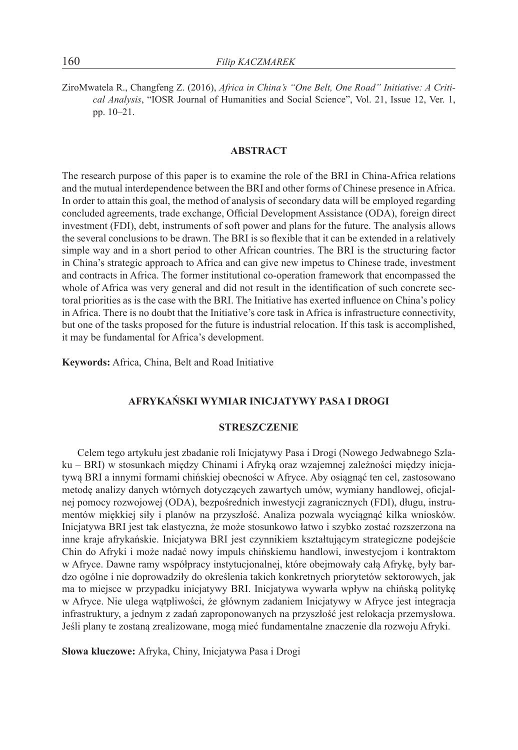ZiroMwatela R., Changfeng Z. (2016), *Africa in China's "One Belt, One Road" Initiative: A Critical Analysis*, "IOSR Journal of Humanities and Social Science", Vol. 21, Issue 12, Ver. 1, pp. 10–21.

## ABSTRACT

The research purpose of this paper is to examine the role of the BRI in China-Africa relations and the mutual interdependence between the BRI and other forms of Chinese presence in Africa. In order to attain this goal, the method of analysis of secondary data will be employed regarding concluded agreements, trade exchange, Official Development Assistance (ODA), foreign direct investment (FDI), debt, instruments of soft power and plans for the future. The analysis allows the several conclusions to be drawn. The BRI is so flexible that it can be extended in a relatively simple way and in a short period to other African countries. The BRI is the structuring factor in China's strategic approach to Africa and can give new impetus to Chinese trade, investment and contracts in Africa. The former institutional co-operation framework that encompassed the whole of Africa was very general and did not result in the identification of such concrete sectoral priorities as is the case with the BRI. The Initiative has exerted influence on China's policy in Africa. There is no doubt that the Initiative's core task in Africa is infrastructure connectivity, but one of the tasks proposed for the future is industrial relocation. If this task is accomplished, it may be fundamental for Africa's development.

**Keywords:** Africa, China, Belt and Road Initiative

## AFRYKAŃSKI WYMIAR INICJATYWY PASA I DROGI

## STRESZCZENIE

Celem tego artykułu jest zbadanie roli Inicjatywy Pasa i Drogi (Nowego Jedwabnego Szlaku – BRI) w stosunkach między Chinami i Afryką oraz wzajemnej zależności między inicjatywą BRI a innymi formami chińskiej obecności w Afryce. Aby osiągnąć ten cel, zastosowano metodę analizy danych wtórnych dotyczących zawartych umów, wymiany handlowej, oficjalnej pomocy rozwojowej (ODA), bezpośrednich inwestycji zagranicznych (FDI), długu, instrumentów miękkiej siły i planów na przyszłość. Analiza pozwala wyciągnąć kilka wniosków. Inicjatywa BRI jest tak elastyczna, że może stosunkowo łatwo i szybko zostać rozszerzona na inne kraje afrykańskie. Inicjatywa BRI jest czynnikiem kształtującym strategiczne podejście Chin do Afryki i może nadać nowy impuls chińskiemu handlowi, inwestycjom i kontraktom w Afryce. Dawne ramy współpracy instytucjonalnej, które obejmowały całą Afrykę, były bardzo ogólne i nie doprowadziły do określenia takich konkretnych priorytetów sektorowych, jak ma to miejsce w przypadku inicjatywy BRI. Inicjatywa wywarła wpływ na chińską politykę w Afryce. Nie ulega wątpliwości, że głównym zadaniem Inicjatywy w Afryce jest integracja infrastruktury, a jednym z zadań zaproponowanych na przyszłość jest relokacja przemysłowa. Jeśli plany te zostaną zrealizowane, mogą mieć fundamentalne znaczenie dla rozwoju Afryki.

**Słowa kluczowe:** Afryka, Chiny, Inicjatywa Pasa i Drogi